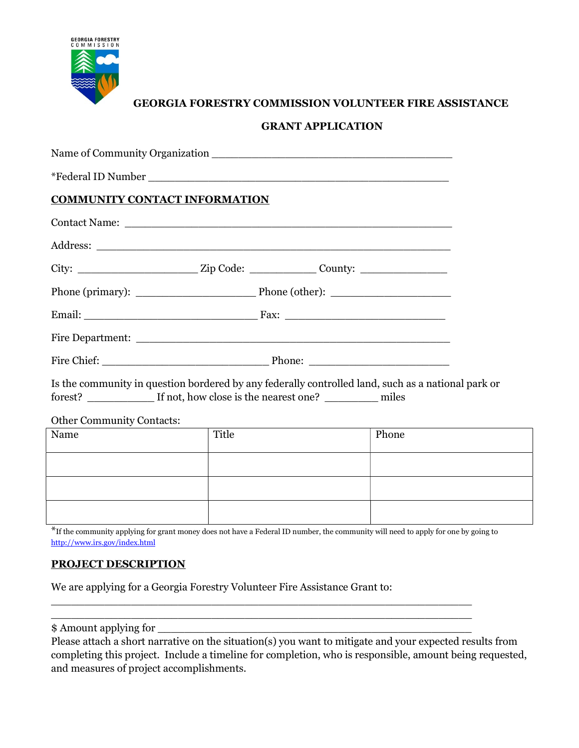GEORGIA FORESTRY COMMISSION

# GEORGIA FORESTRY COMMISSION VOLUNTEER FIRE ASSISTANCE

## GRANT APPLICATION

Name of Community Organization ___________________________________

*Federal ID Number _____________________________________________

**COMMUNITY CONTACT INFORMATION**

Contact Name: _____________________________________________

Address: _________________________________________________

City: __________________ Zip Code: __________ County: _____________

Phone (primary): __________________ Phone (other): __________________

Email: __________________________ Fax: ________________________

Fire Department: ___________________________________________

Fire Chief: _________________________ Phone: _____________________

Is the community in question bordered by any federally controlled land, such as a national park or forest? __________ If not, how close is the nearest one? ________ miles

Other Community Contacts:

| Name | Title | Phone |
|---|---|---|
| | | |
| | | |
| | | |

*If the community applying for grant money does not have a Federal ID number, the community will need to apply for one by going to http://www.irs.gov/index.html

**PROJECT DESCRIPTION**

We are applying for a Georgia Forestry Volunteer Fire Assistance Grant to:
_____________________________________________________________
_____________________________________________________________

$ Amount applying for ______________________________________________

Please attach a short narrative on the situation(s) you want to mitigate and your expected results from completing this project. Include a timeline for completion, who is responsible, amount being requested, and measures of project accomplishments.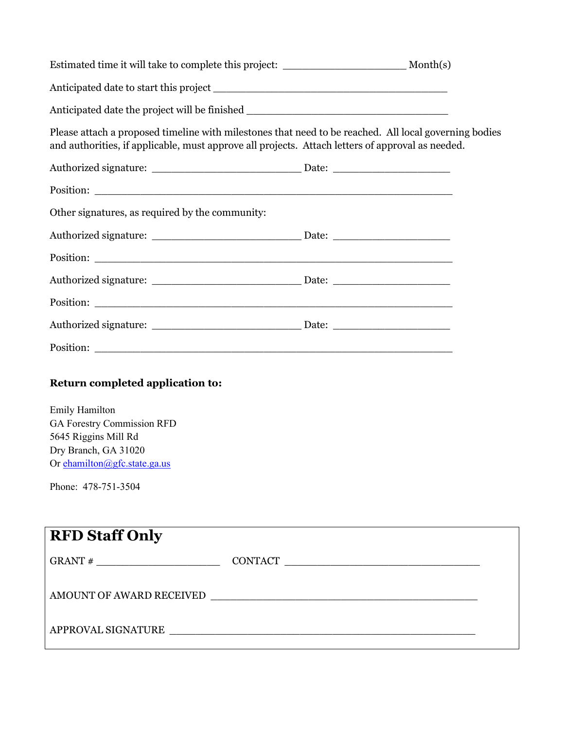Estimated time it will take to complete this project: ____________________ Month(s)

Anticipated date to start this project ______________________________________

Anticipated date the project will be finished ________________________________

Please attach a proposed timeline with milestones that need to be reached. All local governing bodies and authorities, if applicable, must approve all projects. Attach letters of approval as needed.

Authorized signature: ________________________ Date: ___________________

Position: __________________________________________________________

Other signatures, as required by the community:

Authorized signature: ________________________ Date: ___________________

Position: __________________________________________________________

Authorized signature: ________________________ Date: ___________________

Position: __________________________________________________________

Authorized signature: ________________________ Date: ___________________

Position: __________________________________________________________

**Return completed application to:**

Emily Hamilton
GA Forestry Commission RFD
5645 Riggins Mill Rd
Dry Branch, GA 31020
Or ehamilton@gfc.state.ga.us

Phone: 478-751-3504

## RFD Staff Only

GRANT # ____________________ CONTACT ________________________________

AMOUNT OF AWARD RECEIVED ____________________________________________

APPROVAL SIGNATURE __________________________________________________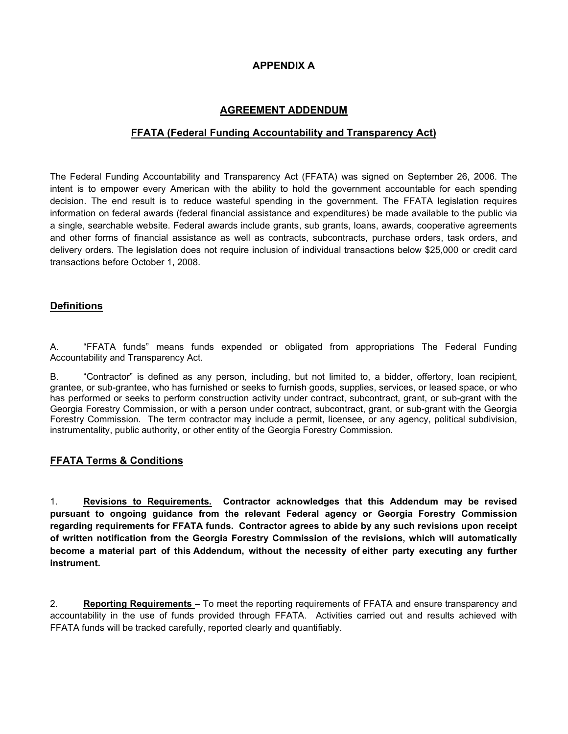## APPENDIX A

## AGREEMENT ADDENDUM

## FFATA (Federal Funding Accountability and Transparency Act)

The Federal Funding Accountability and Transparency Act (FFATA) was signed on September 26, 2006. The intent is to empower every American with the ability to hold the government accountable for each spending decision. The end result is to reduce wasteful spending in the government. The FFATA legislation requires information on federal awards (federal financial assistance and expenditures) be made available to the public via a single, searchable website. Federal awards include grants, sub grants, loans, awards, cooperative agreements and other forms of financial assistance as well as contracts, subcontracts, purchase orders, task orders, and delivery orders. The legislation does not require inclusion of individual transactions below $25,000 or credit card transactions before October 1, 2008.

### Definitions

A. "FFATA funds" means funds expended or obligated from appropriations The Federal Funding Accountability and Transparency Act.

B. "Contractor" is defined as any person, including, but not limited to, a bidder, offertory, loan recipient, grantee, or sub-grantee, who has furnished or seeks to furnish goods, supplies, services, or leased space, or who has performed or seeks to perform construction activity under contract, subcontract, grant, or sub-grant with the Georgia Forestry Commission, or with a person under contract, subcontract, grant, or sub-grant with the Georgia Forestry Commission. The term contractor may include a permit, licensee, or any agency, political subdivision, instrumentality, public authority, or other entity of the Georgia Forestry Commission.

### FFATA Terms & Conditions

1. **Revisions to Requirements. Contractor acknowledges that this Addendum may be revised pursuant to ongoing guidance from the relevant Federal agency or Georgia Forestry Commission regarding requirements for FFATA funds. Contractor agrees to abide by any such revisions upon receipt of written notification from the Georgia Forestry Commission of the revisions, which will automatically become a material part of this Addendum, without the necessity of either party executing any further instrument.**

2. **Reporting Requirements –** To meet the reporting requirements of FFATA and ensure transparency and accountability in the use of funds provided through FFATA. Activities carried out and results achieved with FFATA funds will be tracked carefully, reported clearly and quantifiably.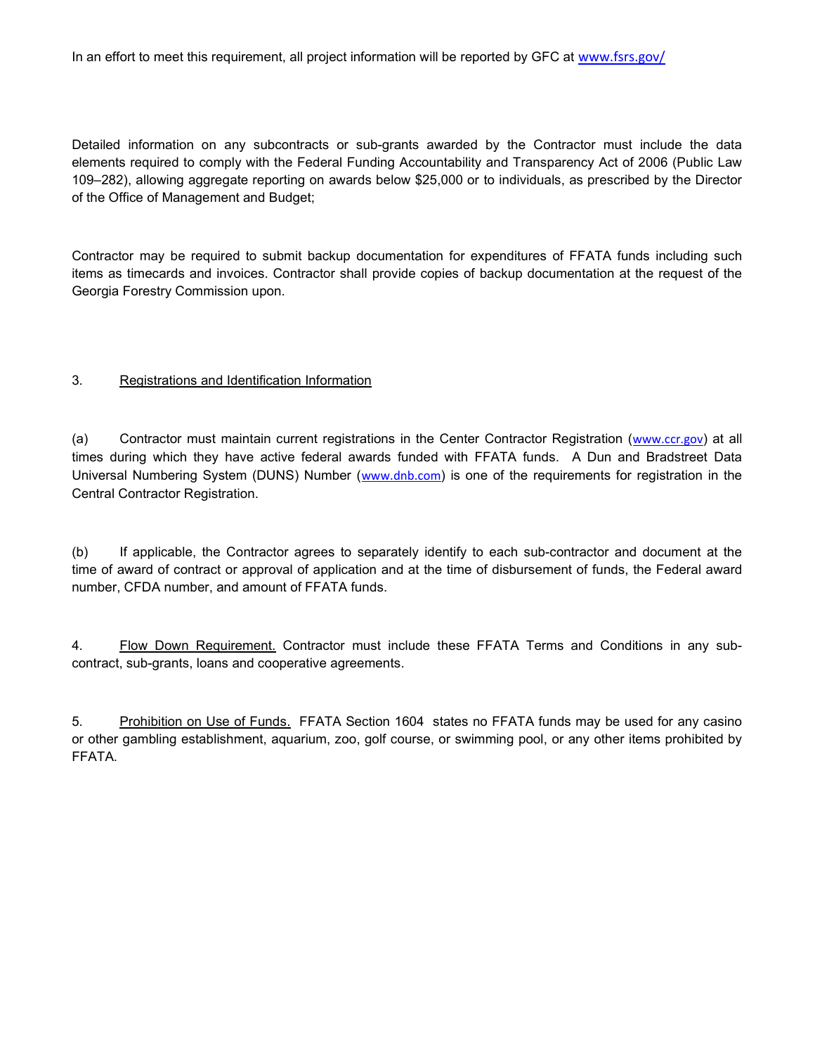In an effort to meet this requirement, all project information will be reported by GFC at www.fsrs.gov/

Detailed information on any subcontracts or sub-grants awarded by the Contractor must include the data elements required to comply with the Federal Funding Accountability and Transparency Act of 2006 (Public Law 109–282), allowing aggregate reporting on awards below $25,000 or to individuals, as prescribed by the Director of the Office of Management and Budget;

Contractor may be required to submit backup documentation for expenditures of FFATA funds including such items as timecards and invoices. Contractor shall provide copies of backup documentation at the request of the Georgia Forestry Commission upon.

3. <u>Registrations and Identification Information</u>

(a) Contractor must maintain current registrations in the Center Contractor Registration (www.ccr.gov) at all times during which they have active federal awards funded with FFATA funds. A Dun and Bradstreet Data Universal Numbering System (DUNS) Number (www.dnb.com) is one of the requirements for registration in the Central Contractor Registration.

(b) If applicable, the Contractor agrees to separately identify to each sub-contractor and document at the time of award of contract or approval of application and at the time of disbursement of funds, the Federal award number, CFDA number, and amount of FFATA funds.

4. <u>Flow Down Requirement.</u> Contractor must include these FFATA Terms and Conditions in any sub-contract, sub-grants, loans and cooperative agreements.

5. <u>Prohibition on Use of Funds.</u> FFATA Section 1604 states no FFATA funds may be used for any casino or other gambling establishment, aquarium, zoo, golf course, or swimming pool, or any other items prohibited by FFATA.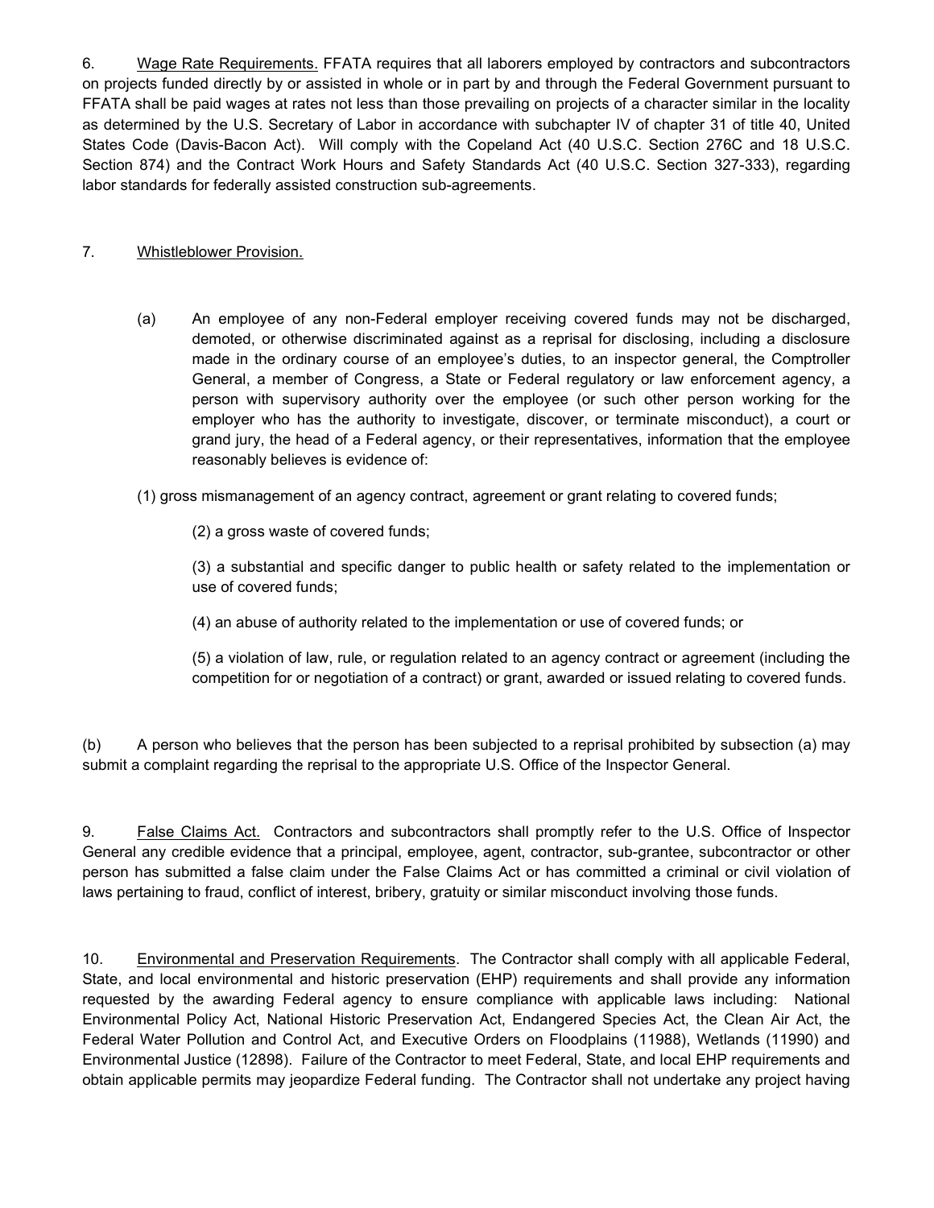6. Wage Rate Requirements. FFATA requires that all laborers employed by contractors and subcontractors on projects funded directly by or assisted in whole or in part by and through the Federal Government pursuant to FFATA shall be paid wages at rates not less than those prevailing on projects of a character similar in the locality as determined by the U.S. Secretary of Labor in accordance with subchapter IV of chapter 31 of title 40, United States Code (Davis-Bacon Act). Will comply with the Copeland Act (40 U.S.C. Section 276C and 18 U.S.C. Section 874) and the Contract Work Hours and Safety Standards Act (40 U.S.C. Section 327-333), regarding labor standards for federally assisted construction sub-agreements.

7. Whistleblower Provision.

(a) An employee of any non-Federal employer receiving covered funds may not be discharged, demoted, or otherwise discriminated against as a reprisal for disclosing, including a disclosure made in the ordinary course of an employee's duties, to an inspector general, the Comptroller General, a member of Congress, a State or Federal regulatory or law enforcement agency, a person with supervisory authority over the employee (or such other person working for the employer who has the authority to investigate, discover, or terminate misconduct), a court or grand jury, the head of a Federal agency, or their representatives, information that the employee reasonably believes is evidence of:

(1) gross mismanagement of an agency contract, agreement or grant relating to covered funds;

(2) a gross waste of covered funds;

(3) a substantial and specific danger to public health or safety related to the implementation or use of covered funds;

(4) an abuse of authority related to the implementation or use of covered funds; or

(5) a violation of law, rule, or regulation related to an agency contract or agreement (including the competition for or negotiation of a contract) or grant, awarded or issued relating to covered funds.

(b) A person who believes that the person has been subjected to a reprisal prohibited by subsection (a) may submit a complaint regarding the reprisal to the appropriate U.S. Office of the Inspector General.

9. False Claims Act. Contractors and subcontractors shall promptly refer to the U.S. Office of Inspector General any credible evidence that a principal, employee, agent, contractor, sub-grantee, subcontractor or other person has submitted a false claim under the False Claims Act or has committed a criminal or civil violation of laws pertaining to fraud, conflict of interest, bribery, gratuity or similar misconduct involving those funds.

10. Environmental and Preservation Requirements. The Contractor shall comply with all applicable Federal, State, and local environmental and historic preservation (EHP) requirements and shall provide any information requested by the awarding Federal agency to ensure compliance with applicable laws including: National Environmental Policy Act, National Historic Preservation Act, Endangered Species Act, the Clean Air Act, the Federal Water Pollution and Control Act, and Executive Orders on Floodplains (11988), Wetlands (11990) and Environmental Justice (12898). Failure of the Contractor to meet Federal, State, and local EHP requirements and obtain applicable permits may jeopardize Federal funding. The Contractor shall not undertake any project having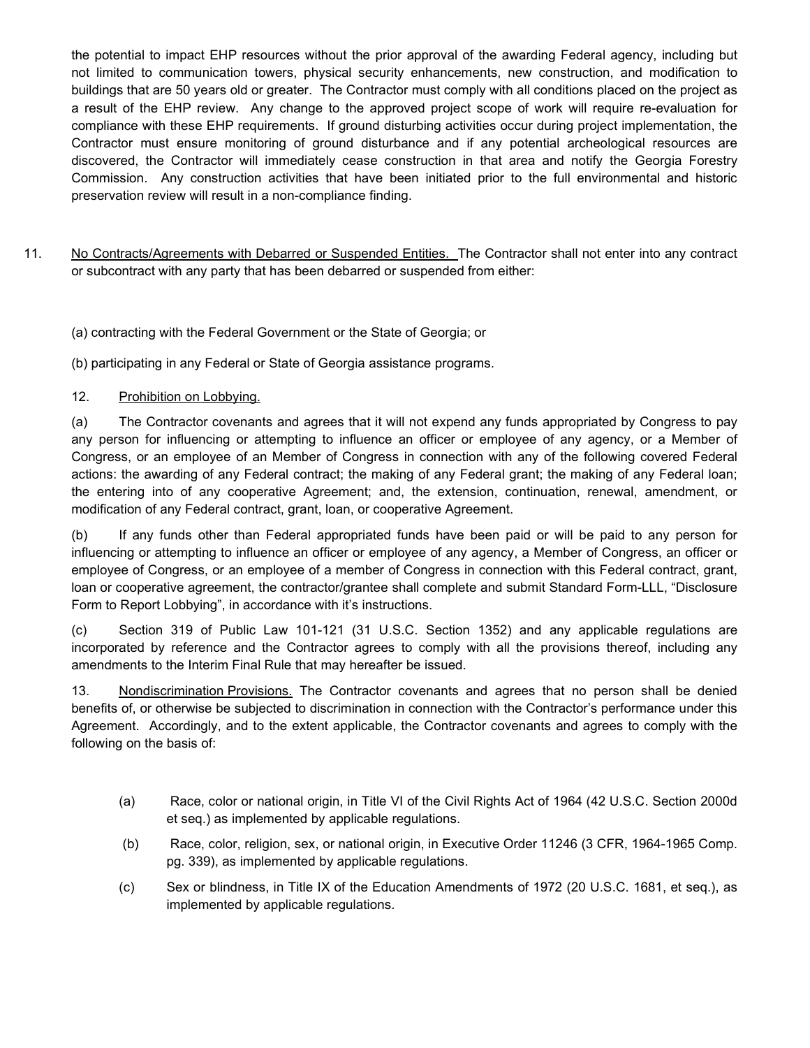the potential to impact EHP resources without the prior approval of the awarding Federal agency, including but not limited to communication towers, physical security enhancements, new construction, and modification to buildings that are 50 years old or greater. The Contractor must comply with all conditions placed on the project as a result of the EHP review. Any change to the approved project scope of work will require re-evaluation for compliance with these EHP requirements. If ground disturbing activities occur during project implementation, the Contractor must ensure monitoring of ground disturbance and if any potential archeological resources are discovered, the Contractor will immediately cease construction in that area and notify the Georgia Forestry Commission. Any construction activities that have been initiated prior to the full environmental and historic preservation review will result in a non-compliance finding.

11. No Contracts/Agreements with Debarred or Suspended Entities. The Contractor shall not enter into any contract or subcontract with any party that has been debarred or suspended from either:

(a) contracting with the Federal Government or the State of Georgia; or

(b) participating in any Federal or State of Georgia assistance programs.

12. Prohibition on Lobbying.

(a) The Contractor covenants and agrees that it will not expend any funds appropriated by Congress to pay any person for influencing or attempting to influence an officer or employee of any agency, or a Member of Congress, or an employee of an Member of Congress in connection with any of the following covered Federal actions: the awarding of any Federal contract; the making of any Federal grant; the making of any Federal loan; the entering into of any cooperative Agreement; and, the extension, continuation, renewal, amendment, or modification of any Federal contract, grant, loan, or cooperative Agreement.

(b) If any funds other than Federal appropriated funds have been paid or will be paid to any person for influencing or attempting to influence an officer or employee of any agency, a Member of Congress, an officer or employee of Congress, or an employee of a member of Congress in connection with this Federal contract, grant, loan or cooperative agreement, the contractor/grantee shall complete and submit Standard Form-LLL, "Disclosure Form to Report Lobbying", in accordance with it's instructions.

(c) Section 319 of Public Law 101-121 (31 U.S.C. Section 1352) and any applicable regulations are incorporated by reference and the Contractor agrees to comply with all the provisions thereof, including any amendments to the Interim Final Rule that may hereafter be issued.

13. Nondiscrimination Provisions. The Contractor covenants and agrees that no person shall be denied benefits of, or otherwise be subjected to discrimination in connection with the Contractor's performance under this Agreement. Accordingly, and to the extent applicable, the Contractor covenants and agrees to comply with the following on the basis of:

(a) Race, color or national origin, in Title VI of the Civil Rights Act of 1964 (42 U.S.C. Section 2000d et seq.) as implemented by applicable regulations.

(b) Race, color, religion, sex, or national origin, in Executive Order 11246 (3 CFR, 1964-1965 Comp. pg. 339), as implemented by applicable regulations.

(c) Sex or blindness, in Title IX of the Education Amendments of 1972 (20 U.S.C. 1681, et seq.), as implemented by applicable regulations.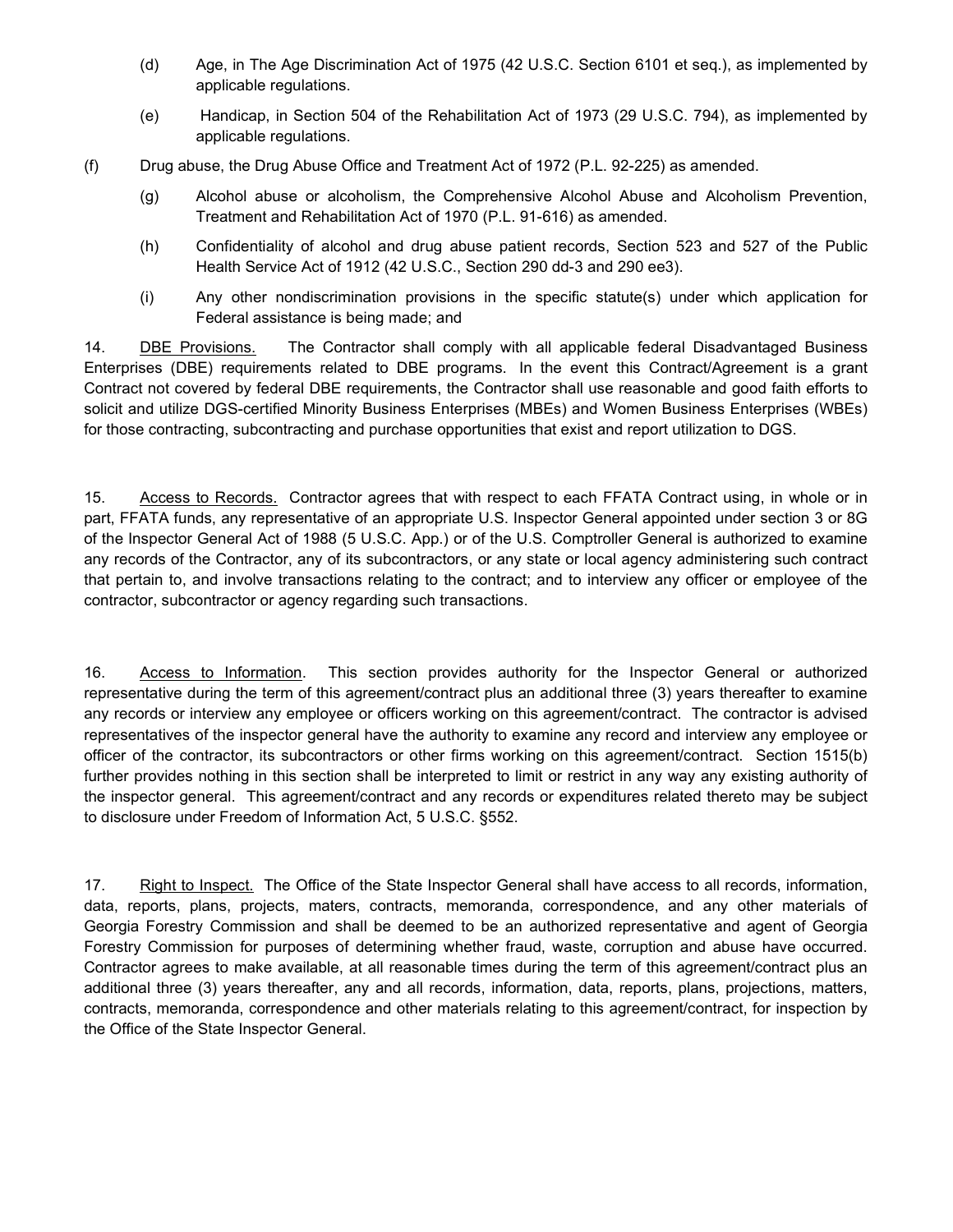(d) Age, in The Age Discrimination Act of 1975 (42 U.S.C. Section 6101 et seq.), as implemented by applicable regulations.

(e) Handicap, in Section 504 of the Rehabilitation Act of 1973 (29 U.S.C. 794), as implemented by applicable regulations.

(f) Drug abuse, the Drug Abuse Office and Treatment Act of 1972 (P.L. 92-225) as amended.

(g) Alcohol abuse or alcoholism, the Comprehensive Alcohol Abuse and Alcoholism Prevention, Treatment and Rehabilitation Act of 1970 (P.L. 91-616) as amended.

(h) Confidentiality of alcohol and drug abuse patient records, Section 523 and 527 of the Public Health Service Act of 1912 (42 U.S.C., Section 290 dd-3 and 290 ee3).

(i) Any other nondiscrimination provisions in the specific statute(s) under which application for Federal assistance is being made; and

14. DBE Provisions. The Contractor shall comply with all applicable federal Disadvantaged Business Enterprises (DBE) requirements related to DBE programs. In the event this Contract/Agreement is a grant Contract not covered by federal DBE requirements, the Contractor shall use reasonable and good faith efforts to solicit and utilize DGS-certified Minority Business Enterprises (MBEs) and Women Business Enterprises (WBEs) for those contracting, subcontracting and purchase opportunities that exist and report utilization to DGS.

15. Access to Records. Contractor agrees that with respect to each FFATA Contract using, in whole or in part, FFATA funds, any representative of an appropriate U.S. Inspector General appointed under section 3 or 8G of the Inspector General Act of 1988 (5 U.S.C. App.) or of the U.S. Comptroller General is authorized to examine any records of the Contractor, any of its subcontractors, or any state or local agency administering such contract that pertain to, and involve transactions relating to the contract; and to interview any officer or employee of the contractor, subcontractor or agency regarding such transactions.

16. Access to Information. This section provides authority for the Inspector General or authorized representative during the term of this agreement/contract plus an additional three (3) years thereafter to examine any records or interview any employee or officers working on this agreement/contract. The contractor is advised representatives of the inspector general have the authority to examine any record and interview any employee or officer of the contractor, its subcontractors or other firms working on this agreement/contract. Section 1515(b) further provides nothing in this section shall be interpreted to limit or restrict in any way any existing authority of the inspector general. This agreement/contract and any records or expenditures related thereto may be subject to disclosure under Freedom of Information Act, 5 U.S.C. §552.

17. Right to Inspect. The Office of the State Inspector General shall have access to all records, information, data, reports, plans, projects, maters, contracts, memoranda, correspondence, and any other materials of Georgia Forestry Commission and shall be deemed to be an authorized representative and agent of Georgia Forestry Commission for purposes of determining whether fraud, waste, corruption and abuse have occurred. Contractor agrees to make available, at all reasonable times during the term of this agreement/contract plus an additional three (3) years thereafter, any and all records, information, data, reports, plans, projections, matters, contracts, memoranda, correspondence and other materials relating to this agreement/contract, for inspection by the Office of the State Inspector General.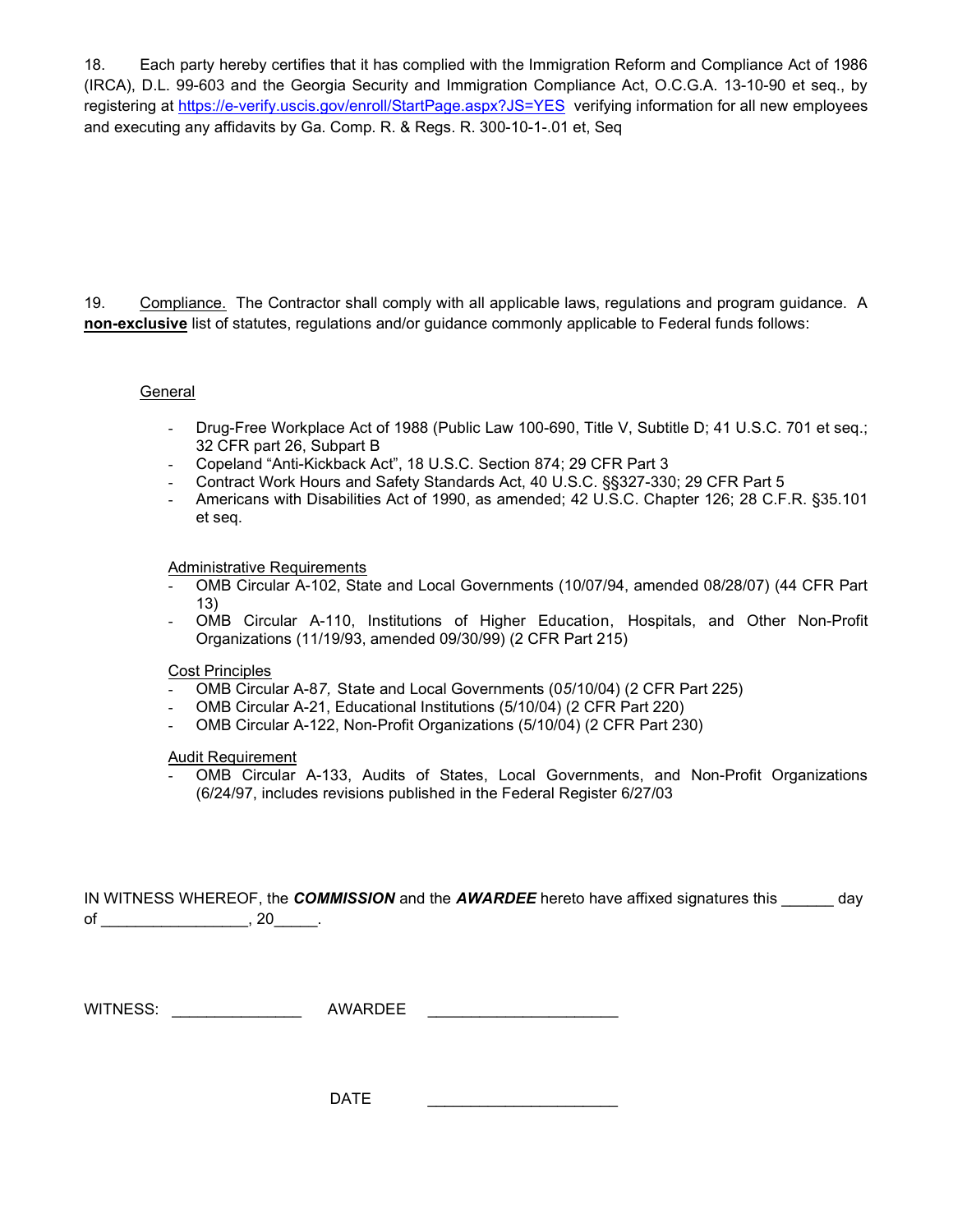18. Each party hereby certifies that it has complied with the Immigration Reform and Compliance Act of 1986 (IRCA), D.L. 99-603 and the Georgia Security and Immigration Compliance Act, O.C.G.A. 13-10-90 et seq., by registering at https://e-verify.uscis.gov/enroll/StartPage.aspx?JS=YES verifying information for all new employees and executing any affidavits by Ga. Comp. R. & Regs. R. 300-10-1-.01 et, Seq

19. Compliance. The Contractor shall comply with all applicable laws, regulations and program guidance. A **non-exclusive** list of statutes, regulations and/or guidance commonly applicable to Federal funds follows:

General

- Drug-Free Workplace Act of 1988 (Public Law 100-690, Title V, Subtitle D; 41 U.S.C. 701 et seq.; 32 CFR part 26, Subpart B
- Copeland "Anti-Kickback Act", 18 U.S.C. Section 874; 29 CFR Part 3
- Contract Work Hours and Safety Standards Act, 40 U.S.C. §§327-330; 29 CFR Part 5
- Americans with Disabilities Act of 1990, as amended; 42 U.S.C. Chapter 126; 28 C.F.R. §35.101 et seq.

Administrative Requirements

- OMB Circular A-102, State and Local Governments (10/07/94, amended 08/28/07) (44 CFR Part 13)
- OMB Circular A-110, Institutions of Higher Education, Hospitals, and Other Non-Profit Organizations (11/19/93, amended 09/30/99) (2 CFR Part 215)

Cost Principles

- OMB Circular A-87, State and Local Governments (05/10/04) (2 CFR Part 225)
- OMB Circular A-21, Educational Institutions (5/10/04) (2 CFR Part 220)
- OMB Circular A-122, Non-Profit Organizations (5/10/04) (2 CFR Part 230)

Audit Requirement

- OMB Circular A-133, Audits of States, Local Governments, and Non-Profit Organizations (6/24/97, includes revisions published in the Federal Register 6/27/03

IN WITNESS WHEREOF, the ***COMMISSION*** and the ***AWARDEE*** hereto have affixed signatures this ______ day of _________________, 20_____.

WITNESS: _______________ AWARDEE ______________________

DATE ______________________